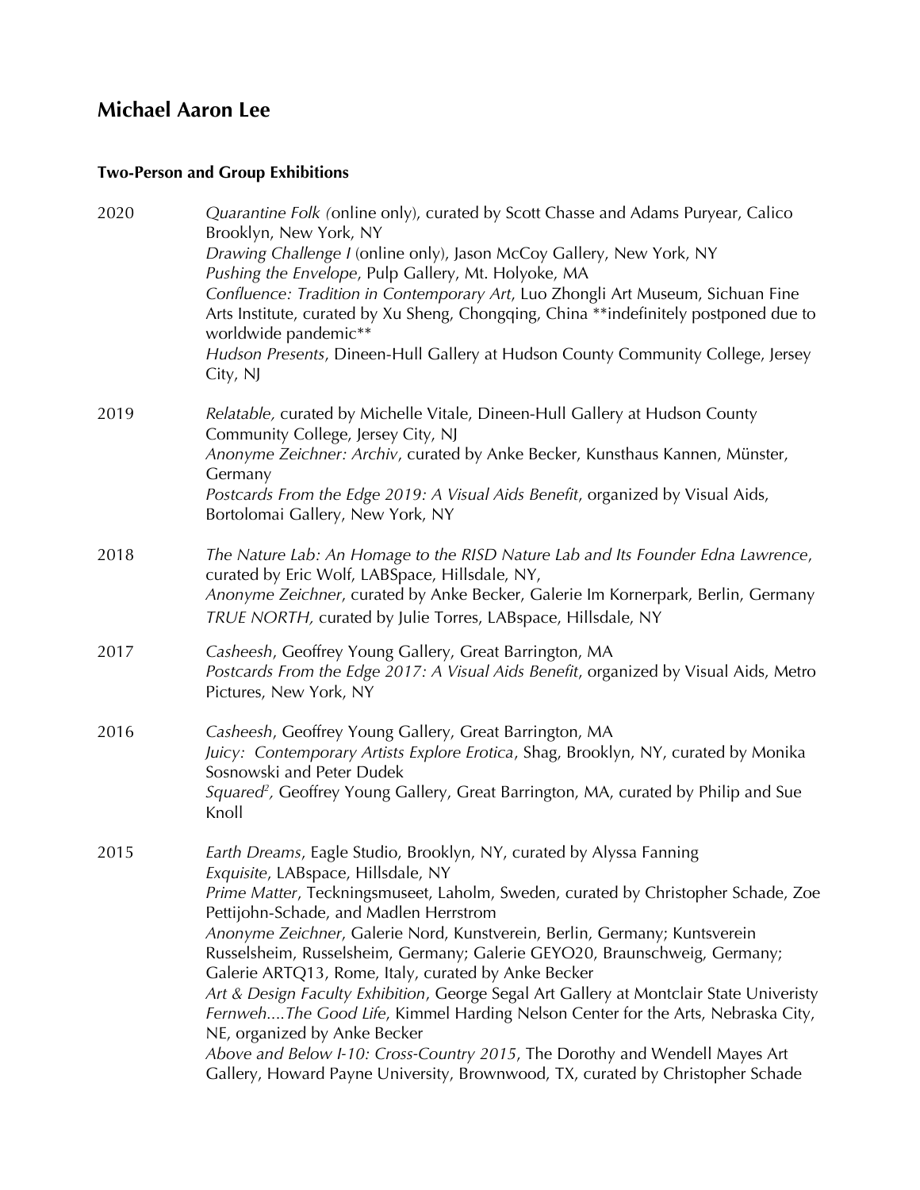# Michael Aaron Lee

## Two-Person and Group Exhibitions

**2020**

*Quarantine Folk (*online only), curated by Scott Chasse and Adams Puryear, Calico Brooklyn, New York, NY
*Drawing Challenge I* (online only), Jason McCoy Gallery, New York, NY
*Pushing the Envelope*, Pulp Gallery, Mt. Holyoke, MA
*Confluence: Tradition in Contemporary Art*, Luo Zhongli Art Museum, Sichuan Fine Arts Institute, curated by Xu Sheng, Chongqing, China **indefinitely postponed due to worldwide pandemic**
*Hudson Presents*, Dineen-Hull Gallery at Hudson County Community College, Jersey City, NJ

**2019**

*Relatable,* curated by Michelle Vitale, Dineen-Hull Gallery at Hudson County Community College, Jersey City, NJ
*Anonyme Zeichner: Archiv*, curated by Anke Becker, Kunsthaus Kannen, Münster, Germany
*Postcards From the Edge 2019: A Visual Aids Benefit*, organized by Visual Aids, Bortolomai Gallery, New York, NY

**2018**

*The Nature Lab: An Homage to the RISD Nature Lab and Its Founder Edna Lawrence*, curated by Eric Wolf, LABSpace, Hillsdale, NY,
*Anonyme Zeichner*, curated by Anke Becker, Galerie Im Kornerpark, Berlin, Germany
*TRUE NORTH,* curated by Julie Torres, LABspace, Hillsdale, NY

**2017**

*Casheesh*, Geoffrey Young Gallery, Great Barrington, MA
*Postcards From the Edge 2017: A Visual Aids Benefit*, organized by Visual Aids, Metro Pictures, New York, NY

**2016**

*Casheesh*, Geoffrey Young Gallery, Great Barrington, MA
*Juicy: Contemporary Artists Explore Erotica*, Shag, Brooklyn, NY, curated by Monika Sosnowski and Peter Dudek
*Squared$^2$,* Geoffrey Young Gallery, Great Barrington, MA, curated by Philip and Sue Knoll

**2015**

*Earth Dreams*, Eagle Studio, Brooklyn, NY, curated by Alyssa Fanning
*Exquisite*, LABspace, Hillsdale, NY
*Prime Matter*, Teckningsmuseet, Laholm, Sweden, curated by Christopher Schade, Zoe Pettijohn-Schade, and Madlen Herrstrom
*Anonyme Zeichner*, Galerie Nord, Kunstverein, Berlin, Germany; Kuntsverein Russelsheim, Russelsheim, Germany; Galerie GEYO20, Braunschweig, Germany; Galerie ARTQ13, Rome, Italy, curated by Anke Becker
*Art & Design Faculty Exhibition*, George Segal Art Gallery at Montclair State Univeristy
*Fernweh....The Good Life*, Kimmel Harding Nelson Center for the Arts, Nebraska City, NE, organized by Anke Becker
*Above and Below I-10: Cross-Country 2015*, The Dorothy and Wendell Mayes Art Gallery, Howard Payne University, Brownwood, TX, curated by Christopher Schade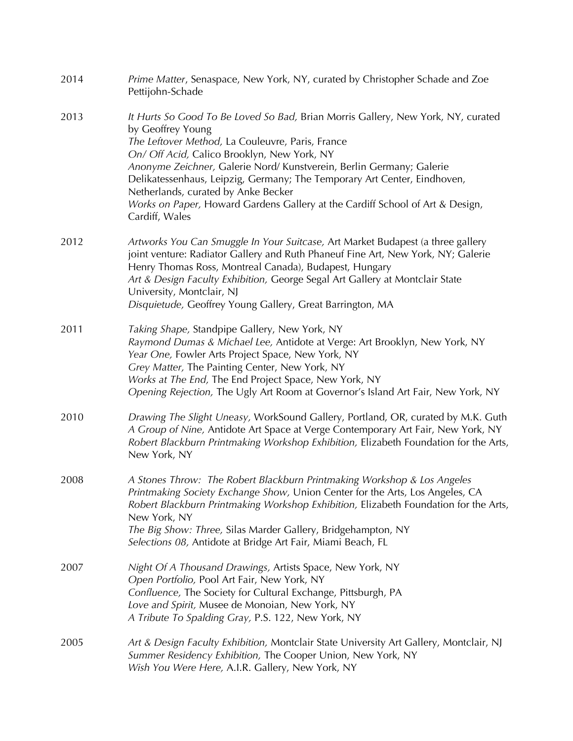2014 *Prime Matter*, Senaspace, New York, NY, curated by Christopher Schade and Zoe Pettijohn-Schade

2013 *It Hurts So Good To Be Loved So Bad,* Brian Morris Gallery, New York, NY, curated by Geoffrey Young
*The Leftover Method,* La Couleuvre, Paris, France
*On/ Off Acid,* Calico Brooklyn, New York, NY
*Anonyme Zeichner,* Galerie Nord/ Kunstverein, Berlin Germany; Galerie Delikatessenhaus, Leipzig, Germany; The Temporary Art Center, Eindhoven, Netherlands, curated by Anke Becker
*Works on Paper,* Howard Gardens Gallery at the Cardiff School of Art & Design, Cardiff, Wales

2012 *Artworks You Can Smuggle In Your Suitcase,* Art Market Budapest (a three gallery joint venture: Radiator Gallery and Ruth Phaneuf Fine Art, New York, NY; Galerie Henry Thomas Ross, Montreal Canada), Budapest, Hungary
*Art & Design Faculty Exhibition,* George Segal Art Gallery at Montclair State University, Montclair, NJ
*Disquietude,* Geoffrey Young Gallery, Great Barrington, MA

2011 *Taking Shape,* Standpipe Gallery, New York, NY
*Raymond Dumas & Michael Lee,* Antidote at Verge: Art Brooklyn, New York, NY
*Year One,* Fowler Arts Project Space, New York, NY
*Grey Matter,* The Painting Center, New York, NY
*Works at The End,* The End Project Space, New York, NY
*Opening Rejection,* The Ugly Art Room at Governor's Island Art Fair, New York, NY

2010 *Drawing The Slight Uneasy,* WorkSound Gallery, Portland, OR, curated by M.K. Guth
*A Group of Nine,* Antidote Art Space at Verge Contemporary Art Fair, New York, NY
*Robert Blackburn Printmaking Workshop Exhibition,* Elizabeth Foundation for the Arts, New York, NY

2008 *A Stones Throw: The Robert Blackburn Printmaking Workshop & Los Angeles Printmaking Society Exchange Show,* Union Center for the Arts, Los Angeles, CA
*Robert Blackburn Printmaking Workshop Exhibition,* Elizabeth Foundation for the Arts, New York, NY
*The Big Show: Three,* Silas Marder Gallery, Bridgehampton, NY
*Selections 08,* Antidote at Bridge Art Fair, Miami Beach, FL

2007 *Night Of A Thousand Drawings,* Artists Space, New York, NY
*Open Portfolio,* Pool Art Fair, New York, NY
*Confluence,* The Society for Cultural Exchange, Pittsburgh, PA
*Love and Spirit,* Musee de Monoian, New York, NY
*A Tribute To Spalding Gray,* P.S. 122, New York, NY

2005 *Art & Design Faculty Exhibition,* Montclair State University Art Gallery, Montclair, NJ
*Summer Residency Exhibition,* The Cooper Union, New York, NY
*Wish You Were Here,* A.I.R. Gallery, New York, NY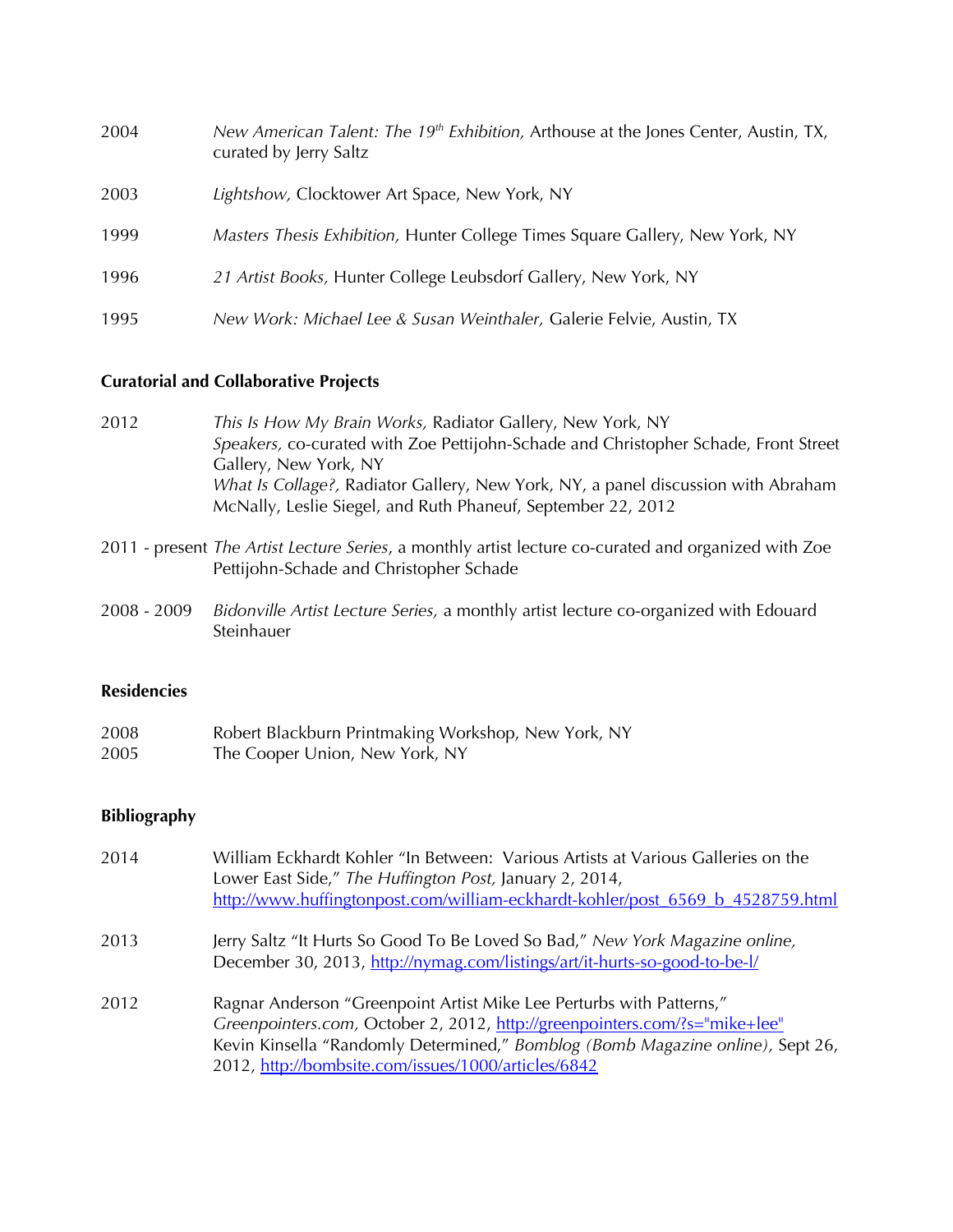2004 *New American Talent: The 19th Exhibition,* Arthouse at the Jones Center, Austin, TX, curated by Jerry Saltz

2003 *Lightshow,* Clocktower Art Space, New York, NY

1999 *Masters Thesis Exhibition,* Hunter College Times Square Gallery, New York, NY

1996 *21 Artist Books,* Hunter College Leubsdorf Gallery, New York, NY

1995 *New Work: Michael Lee & Susan Weinthaler,* Galerie Felvie, Austin, TX

**Curatorial and Collaborative Projects**

2012 *This Is How My Brain Works,* Radiator Gallery, New York, NY
*Speakers,* co-curated with Zoe Pettijohn-Schade and Christopher Schade, Front Street Gallery, New York, NY
*What Is Collage?,* Radiator Gallery, New York, NY, a panel discussion with Abraham McNally, Leslie Siegel, and Ruth Phaneuf, September 22, 2012

2011 - present *The Artist Lecture Series*, a monthly artist lecture co-curated and organized with Zoe Pettijohn-Schade and Christopher Schade

2008 - 2009 *Bidonville Artist Lecture Series,* a monthly artist lecture co-organized with Edouard Steinhauer

**Residencies**

2008 Robert Blackburn Printmaking Workshop, New York, NY
2005 The Cooper Union, New York, NY

**Bibliography**

2014 William Eckhardt Kohler "In Between: Various Artists at Various Galleries on the Lower East Side," *The Huffington Post,* January 2, 2014, http://www.huffingtonpost.com/william-eckhardt-kohler/post_6569_b_4528759.html

2013 Jerry Saltz "It Hurts So Good To Be Loved So Bad," *New York Magazine online,* December 30, 2013, http://nymag.com/listings/art/it-hurts-so-good-to-be-l/

2012 Ragnar Anderson "Greenpoint Artist Mike Lee Perturbs with Patterns," *Greenpointers.com,* October 2, 2012, http://greenpointers.com/?s="mike+lee"
Kevin Kinsella "Randomly Determined," *Bomblog (Bomb Magazine online),* Sept 26, 2012, http://bombsite.com/issues/1000/articles/6842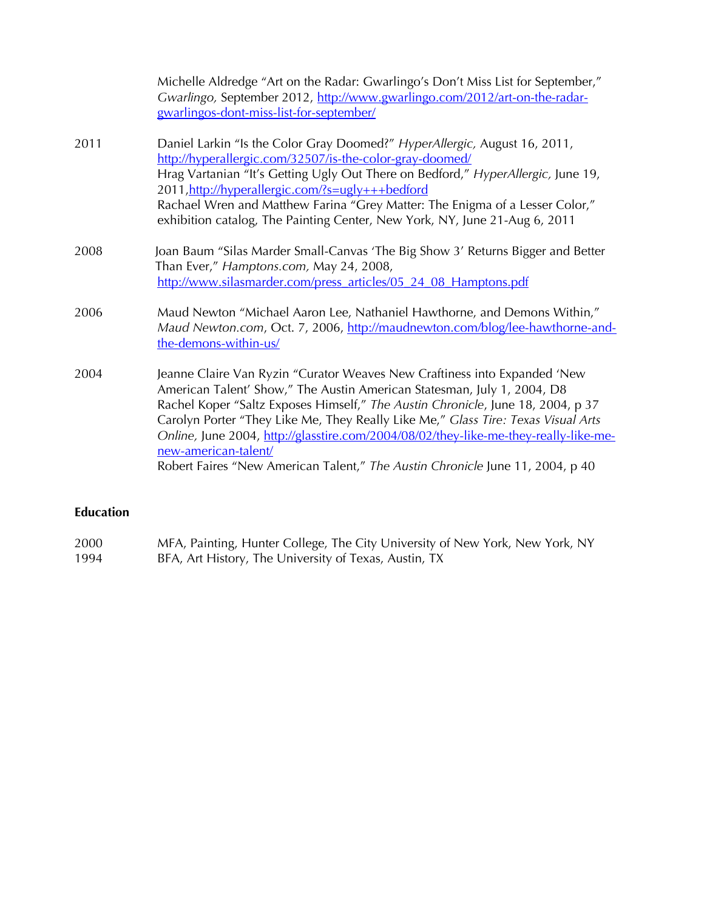Michelle Aldredge "Art on the Radar: Gwarlingo's Don't Miss List for September," *Gwarlingo,* September 2012, http://www.gwarlingo.com/2012/art-on-the-radar-gwarlingos-dont-miss-list-for-september/

2011 Daniel Larkin "Is the Color Gray Doomed?" *HyperAllergic,* August 16, 2011, http://hyperallergic.com/32507/is-the-color-gray-doomed/
Hrag Vartanian "It's Getting Ugly Out There on Bedford," *HyperAllergic,* June 19, 2011,http://hyperallergic.com/?s=ugly+++bedford
Rachael Wren and Matthew Farina "Grey Matter: The Enigma of a Lesser Color," exhibition catalog, The Painting Center, New York, NY, June 21-Aug 6, 2011

2008 Joan Baum "Silas Marder Small-Canvas 'The Big Show 3' Returns Bigger and Better Than Ever," *Hamptons.com,* May 24, 2008, http://www.silasmarder.com/press_articles/05_24_08_Hamptons.pdf

2006 Maud Newton "Michael Aaron Lee, Nathaniel Hawthorne, and Demons Within," *Maud Newton.com*, Oct. 7, 2006, http://maudnewton.com/blog/lee-hawthorne-and-the-demons-within-us/

2004 Jeanne Claire Van Ryzin "Curator Weaves New Craftiness into Expanded 'New American Talent' Show," The Austin American Statesman, July 1, 2004, D8
Rachel Koper "Saltz Exposes Himself," *The Austin Chronicle*, June 18, 2004, p 37
Carolyn Porter "They Like Me, They Really Like Me," *Glass Tire: Texas Visual Arts Online,* June 2004, http://glasstire.com/2004/08/02/they-like-me-they-really-like-me-new-american-talent/
Robert Faires "New American Talent," *The Austin Chronicle* June 11, 2004, p 40

**Education**

2000 MFA, Painting, Hunter College, The City University of New York, New York, NY
1994 BFA, Art History, The University of Texas, Austin, TX